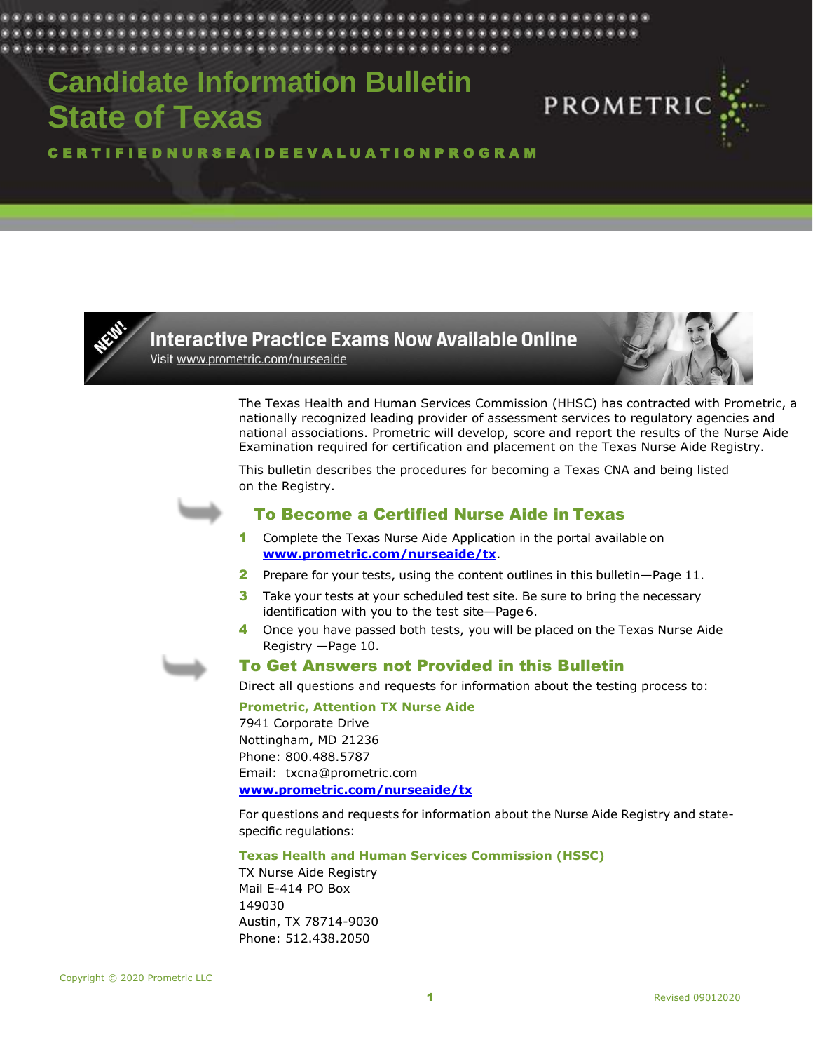# Candidate Information Bulletin State of Texas

PROMETRIC

CERTIFIEDNURSEAIDEEVALUATIONPROGRAM

**NEW! Interactive Practice Exams Now Available Online**

Visit www.prometric.com/nurseaide

The Texas Health and Human Services Commission (HHSC) has contracted with Prometric, a nationally recognized leading provider of assessment services to regulatory agencies and national associations. Prometric will develop, score and report the results of the Nurse Aide Examination required for certification and placement on the Texas Nurse Aide Registry.

This bulletin describes the procedures for becoming a Texas CNA and being listed on the Registry.

## To Become a Certified Nurse Aide in Texas

1. Complete the Texas Nurse Aide Application in the portal available on **www.prometric.com/nurseaide/tx**.
2. Prepare for your tests, using the content outlines in this bulletin—Page 11.
3. Take your tests at your scheduled test site. Be sure to bring the necessary identification with you to the test site—Page 6.
4. Once you have passed both tests, you will be placed on the Texas Nurse Aide Registry —Page 10.

## To Get Answers not Provided in this Bulletin

Direct all questions and requests for information about the testing process to:

**Prometric, Attention TX Nurse Aide**
7941 Corporate Drive
Nottingham, MD 21236
Phone: 800.488.5787
Email: txcna@prometric.com
**www.prometric.com/nurseaide/tx**

For questions and requests for information about the Nurse Aide Registry and state-specific regulations:

**Texas Health and Human Services Commission (HSSC)**
TX Nurse Aide Registry
Mail E-414 PO Box
149030
Austin, TX 78714-9030
Phone: 512.438.2050

Copyright © 2020 Prometric LLC

Revised 09012020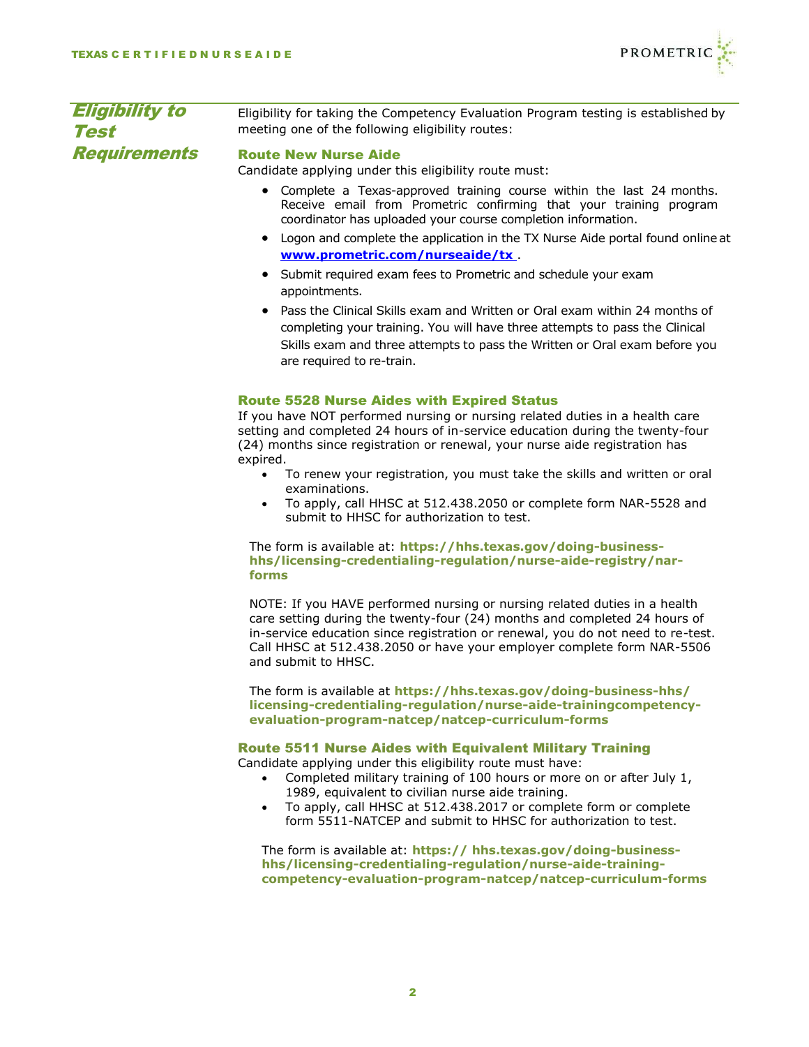## Eligibility to Test Requirements

Eligibility for taking the Competency Evaluation Program testing is established by meeting one of the following eligibility routes:

### Route New Nurse Aide

Candidate applying under this eligibility route must:

- Complete a Texas-approved training course within the last 24 months. Receive email from Prometric confirming that your training program coordinator has uploaded your course completion information.
- Logon and complete the application in the TX Nurse Aide portal found online at **www.prometric.com/nurseaide/tx** .
- Submit required exam fees to Prometric and schedule your exam appointments.
- Pass the Clinical Skills exam and Written or Oral exam within 24 months of completing your training. You will have three attempts to pass the Clinical Skills exam and three attempts to pass the Written or Oral exam before you are required to re-train.

### Route 5528 Nurse Aides with Expired Status

If you have NOT performed nursing or nursing related duties in a health care setting and completed 24 hours of in-service education during the twenty-four (24) months since registration or renewal, your nurse aide registration has expired.

- To renew your registration, you must take the skills and written or oral examinations.
- To apply, call HHSC at 512.438.2050 or complete form NAR-5528 and submit to HHSC for authorization to test.

The form is available at: **https://hhs.texas.gov/doing-business-hhs/licensing-credentialing-regulation/nurse-aide-registry/nar-forms**

NOTE: If you HAVE performed nursing or nursing related duties in a health care setting during the twenty-four (24) months and completed 24 hours of in-service education since registration or renewal, you do not need to re-test. Call HHSC at 512.438.2050 or have your employer complete form NAR-5506 and submit to HHSC.

The form is available at **https://hhs.texas.gov/doing-business-hhs/licensing-credentialing-regulation/nurse-aide-trainingcompetency-evaluation-program-natcep/natcep-curriculum-forms**

### Route 5511 Nurse Aides with Equivalent Military Training

Candidate applying under this eligibility route must have:

- Completed military training of 100 hours or more on or after July 1, 1989, equivalent to civilian nurse aide training.
- To apply, call HHSC at 512.438.2017 or complete form or complete form 5511-NATCEP and submit to HHSC for authorization to test.

The form is available at: **https:// hhs.texas.gov/doing-business-hhs/licensing-credentialing-regulation/nurse-aide-training-competency-evaluation-program-natcep/natcep-curriculum-forms**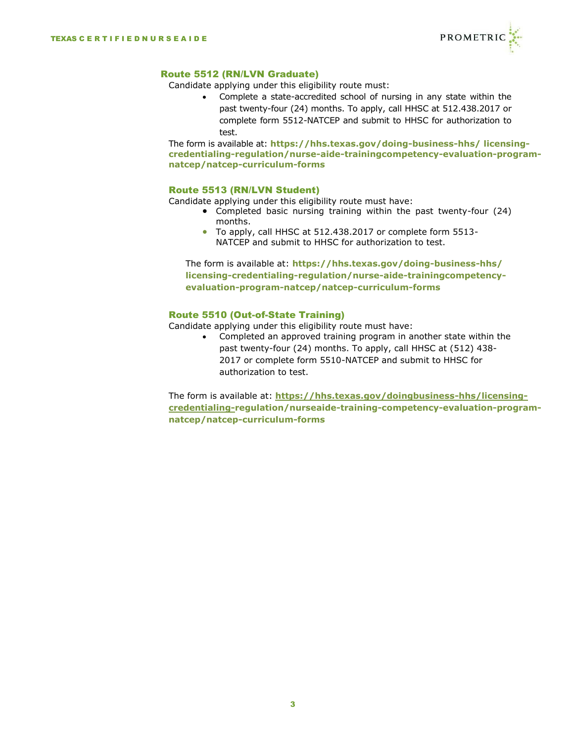### Route 5512 (RN/LVN Graduate)

Candidate applying under this eligibility route must:

- Complete a state-accredited school of nursing in any state within the past twenty-four (24) months. To apply, call HHSC at 512.438.2017 or complete form 5512-NATCEP and submit to HHSC for authorization to test.

The form is available at: **https://hhs.texas.gov/doing-business-hhs/ licensing-credentialing-regulation/nurse-aide-trainingcompetency-evaluation-program-natcep/natcep-curriculum-forms**

### Route 5513 (RN/LVN Student)

Candidate applying under this eligibility route must have:

- Completed basic nursing training within the past twenty-four (24) months.
- To apply, call HHSC at 512.438.2017 or complete form 5513-NATCEP and submit to HHSC for authorization to test.

The form is available at: **https://hhs.texas.gov/doing-business-hhs/ licensing-credentialing-regulation/nurse-aide-trainingcompetency-evaluation-program-natcep/natcep-curriculum-forms**

### Route 5510 (Out-of-State Training)

Candidate applying under this eligibility route must have:

- Completed an approved training program in another state within the past twenty-four (24) months. To apply, call HHSC at (512) 438-2017 or complete form 5510-NATCEP and submit to HHSC for authorization to test.

The form is available at: **https://hhs.texas.gov/doingbusiness-hhs/licensing-credentialing-regulation/nurseaide-training-competency-evaluation-program-natcep/natcep-curriculum-forms**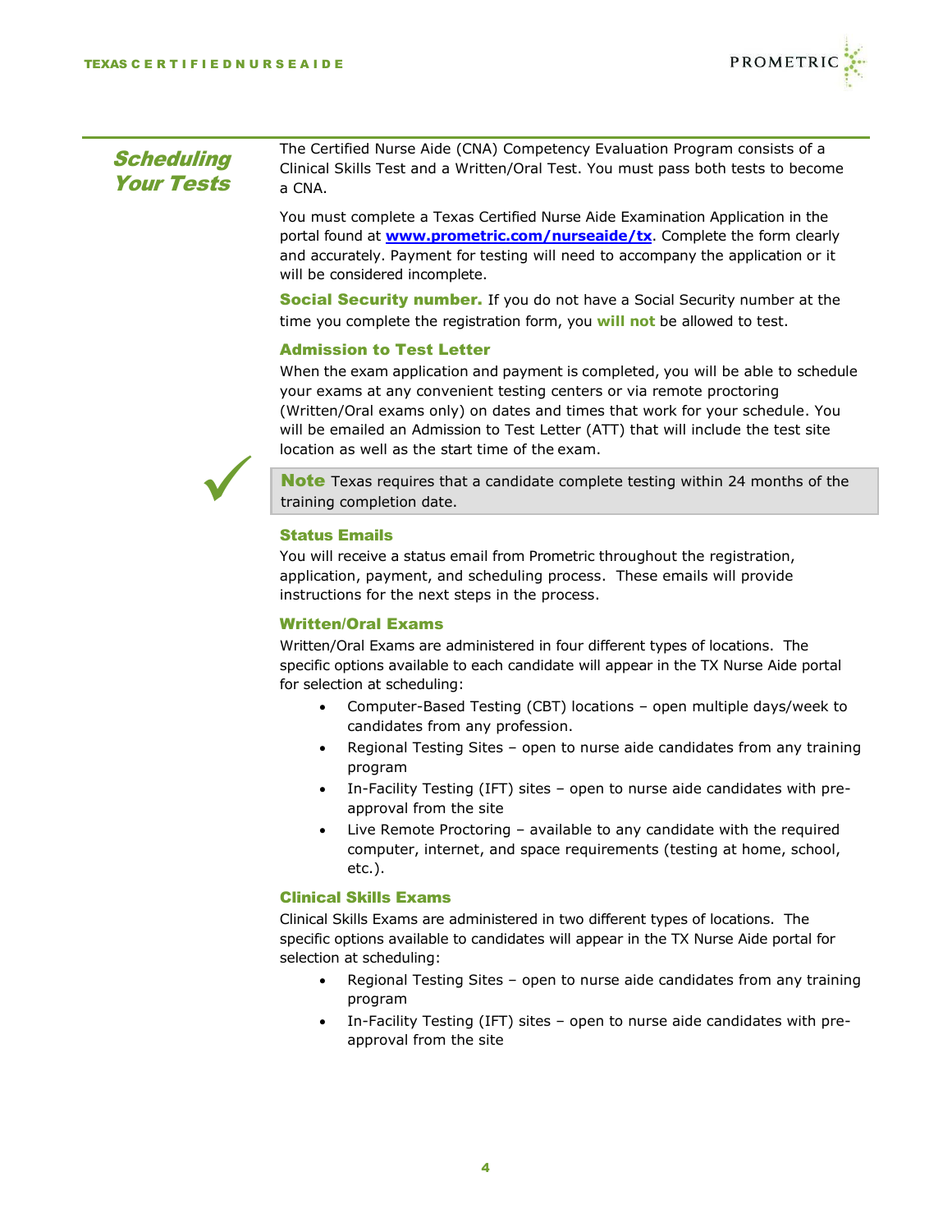## Scheduling Your Tests

The Certified Nurse Aide (CNA) Competency Evaluation Program consists of a Clinical Skills Test and a Written/Oral Test. You must pass both tests to become a CNA.

You must complete a Texas Certified Nurse Aide Examination Application in the portal found at **[www.prometric.com/nurseaide/tx](http://www.prometric.com/nurseaide/tx)**. Complete the form clearly and accurately. Payment for testing will need to accompany the application or it will be considered incomplete.

**Social Security number.** If you do not have a Social Security number at the time you complete the registration form, you **will not** be allowed to test.

### Admission to Test Letter

When the exam application and payment is completed, you will be able to schedule your exams at any convenient testing centers or via remote proctoring (Written/Oral exams only) on dates and times that work for your schedule. You will be emailed an Admission to Test Letter (ATT) that will include the test site location as well as the start time of the exam.

> **Note** Texas requires that a candidate complete testing within 24 months of the training completion date.

### Status Emails

You will receive a status email from Prometric throughout the registration, application, payment, and scheduling process. These emails will provide instructions for the next steps in the process.

### Written/Oral Exams

Written/Oral Exams are administered in four different types of locations. The specific options available to each candidate will appear in the TX Nurse Aide portal for selection at scheduling:

- Computer-Based Testing (CBT) locations – open multiple days/week to candidates from any profession.
- Regional Testing Sites – open to nurse aide candidates from any training program
- In-Facility Testing (IFT) sites – open to nurse aide candidates with pre-approval from the site
- Live Remote Proctoring – available to any candidate with the required computer, internet, and space requirements (testing at home, school, etc.).

### Clinical Skills Exams

Clinical Skills Exams are administered in two different types of locations. The specific options available to candidates will appear in the TX Nurse Aide portal for selection at scheduling:

- Regional Testing Sites – open to nurse aide candidates from any training program
- In-Facility Testing (IFT) sites – open to nurse aide candidates with pre-approval from the site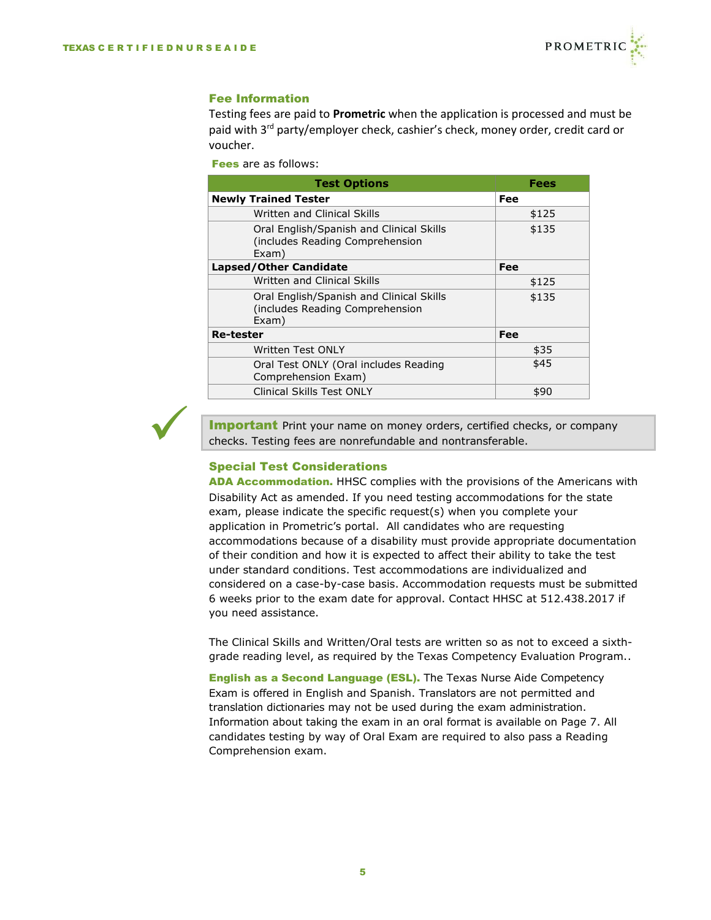## Fee Information

Testing fees are paid to **Prometric** when the application is processed and must be paid with 3rd party/employer check, cashier's check, money order, credit card or voucher.

**Fees** are as follows:

| Test Options | Fees |
|---|---|
| **Newly Trained Tester** | **Fee** |
| Written and Clinical Skills | $125 |
| Oral English/Spanish and Clinical Skills (includes Reading Comprehension Exam) | $135 |
| **Lapsed/Other Candidate** | **Fee** |
| Written and Clinical Skills | $125 |
| Oral English/Spanish and Clinical Skills (includes Reading Comprehension Exam) | $135 |
| **Re-tester** | **Fee** |
| Written Test ONLY | $35 |
| Oral Test ONLY (Oral includes Reading Comprehension Exam) | $45 |
| Clinical Skills Test ONLY | $90 |

> **Important** Print your name on money orders, certified checks, or company checks. Testing fees are nonrefundable and nontransferable.

## Special Test Considerations

**ADA Accommodation.** HHSC complies with the provisions of the Americans with Disability Act as amended. If you need testing accommodations for the state exam, please indicate the specific request(s) when you complete your application in Prometric's portal. All candidates who are requesting accommodations because of a disability must provide appropriate documentation of their condition and how it is expected to affect their ability to take the test under standard conditions. Test accommodations are individualized and considered on a case-by-case basis. Accommodation requests must be submitted 6 weeks prior to the exam date for approval. Contact HHSC at 512.438.2017 if you need assistance.

The Clinical Skills and Written/Oral tests are written so as not to exceed a sixth-grade reading level, as required by the Texas Competency Evaluation Program..

**English as a Second Language (ESL).** The Texas Nurse Aide Competency Exam is offered in English and Spanish. Translators are not permitted and translation dictionaries may not be used during the exam administration. Information about taking the exam in an oral format is available on Page 7. All candidates testing by way of Oral Exam are required to also pass a Reading Comprehension exam.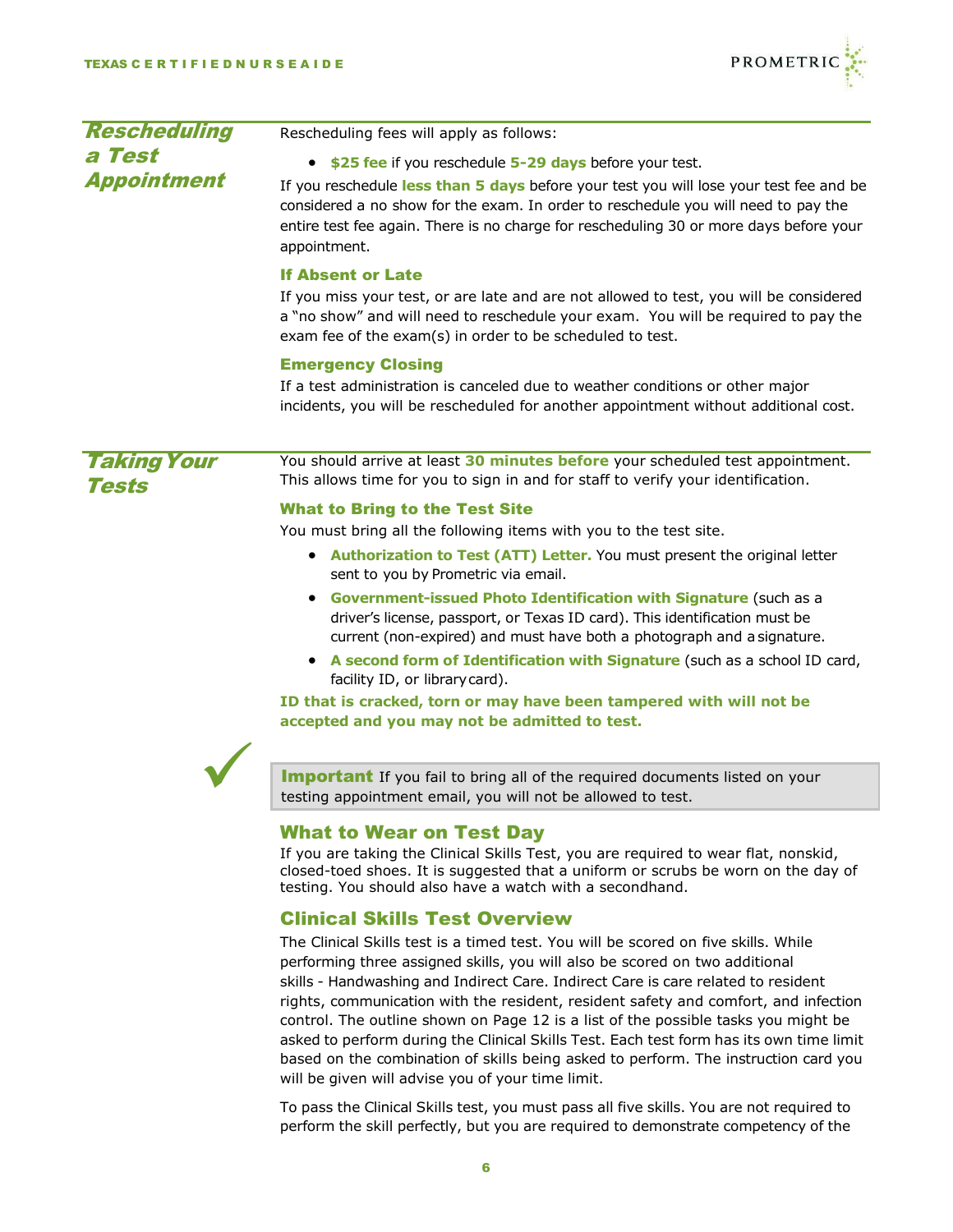## Rescheduling a Test Appointment

Rescheduling fees will apply as follows:

- **$25 fee** if you reschedule **5-29 days** before your test.

If you reschedule **less than 5 days** before your test you will lose your test fee and be considered a no show for the exam. In order to reschedule you will need to pay the entire test fee again. There is no charge for rescheduling 30 or more days before your appointment.

### If Absent or Late

If you miss your test, or are late and are not allowed to test, you will be considered a "no show" and will need to reschedule your exam. You will be required to pay the exam fee of the exam(s) in order to be scheduled to test.

### Emergency Closing

If a test administration is canceled due to weather conditions or other major incidents, you will be rescheduled for another appointment without additional cost.

## Taking Your Tests

You should arrive at least **30 minutes before** your scheduled test appointment. This allows time for you to sign in and for staff to verify your identification.

### What to Bring to the Test Site

You must bring all the following items with you to the test site.

- **Authorization to Test (ATT) Letter.** You must present the original letter sent to you by Prometric via email.
- **Government-issued Photo Identification with Signature** (such as a driver's license, passport, or Texas ID card). This identification must be current (non-expired) and must have both a photograph and a signature.
- **A second form of Identification with Signature** (such as a school ID card, facility ID, or library card).

**ID that is cracked, torn or may have been tampered with will not be accepted and you may not be admitted to test.**

> **Important** If you fail to bring all of the required documents listed on your testing appointment email, you will not be allowed to test.

### What to Wear on Test Day

If you are taking the Clinical Skills Test, you are required to wear flat, nonskid, closed-toed shoes. It is suggested that a uniform or scrubs be worn on the day of testing. You should also have a watch with a secondhand.

### Clinical Skills Test Overview

The Clinical Skills test is a timed test. You will be scored on five skills. While performing three assigned skills, you will also be scored on two additional skills - Handwashing and Indirect Care. Indirect Care is care related to resident rights, communication with the resident, resident safety and comfort, and infection control. The outline shown on Page 12 is a list of the possible tasks you might be asked to perform during the Clinical Skills Test. Each test form has its own time limit based on the combination of skills being asked to perform. The instruction card you will be given will advise you of your time limit.

To pass the Clinical Skills test, you must pass all five skills. You are not required to perform the skill perfectly, but you are required to demonstrate competency of the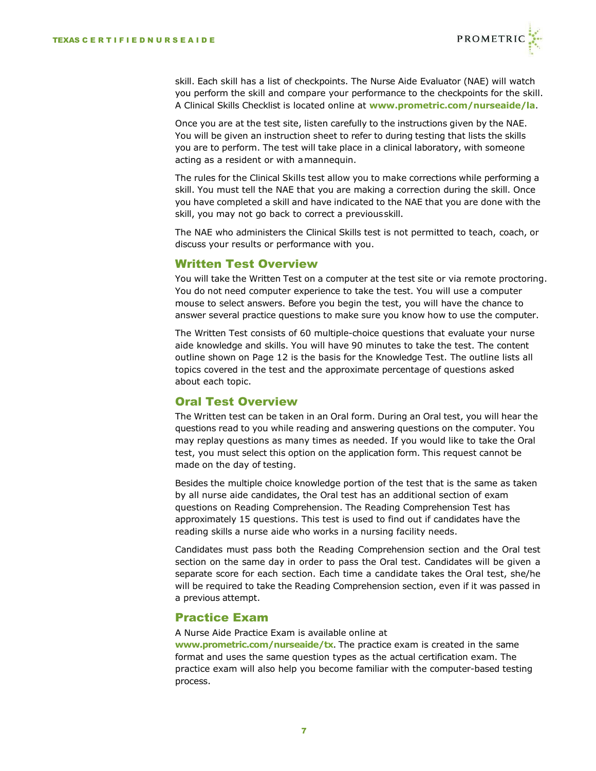skill. Each skill has a list of checkpoints. The Nurse Aide Evaluator (NAE) will watch you perform the skill and compare your performance to the checkpoints for the skill. A Clinical Skills Checklist is located online at **www.prometric.com/nurseaide/la**.

Once you are at the test site, listen carefully to the instructions given by the NAE. You will be given an instruction sheet to refer to during testing that lists the skills you are to perform. The test will take place in a clinical laboratory, with someone acting as a resident or with a mannequin.

The rules for the Clinical Skills test allow you to make corrections while performing a skill. You must tell the NAE that you are making a correction during the skill. Once you have completed a skill and have indicated to the NAE that you are done with the skill, you may not go back to correct a previous skill.

The NAE who administers the Clinical Skills test is not permitted to teach, coach, or discuss your results or performance with you.

## Written Test Overview

You will take the Written Test on a computer at the test site or via remote proctoring. You do not need computer experience to take the test. You will use a computer mouse to select answers. Before you begin the test, you will have the chance to answer several practice questions to make sure you know how to use the computer.

The Written Test consists of 60 multiple-choice questions that evaluate your nurse aide knowledge and skills. You will have 90 minutes to take the test. The content outline shown on Page 12 is the basis for the Knowledge Test. The outline lists all topics covered in the test and the approximate percentage of questions asked about each topic.

## Oral Test Overview

The Written test can be taken in an Oral form. During an Oral test, you will hear the questions read to you while reading and answering questions on the computer. You may replay questions as many times as needed. If you would like to take the Oral test, you must select this option on the application form. This request cannot be made on the day of testing.

Besides the multiple choice knowledge portion of the test that is the same as taken by all nurse aide candidates, the Oral test has an additional section of exam questions on Reading Comprehension. The Reading Comprehension Test has approximately 15 questions. This test is used to find out if candidates have the reading skills a nurse aide who works in a nursing facility needs.

Candidates must pass both the Reading Comprehension section and the Oral test section on the same day in order to pass the Oral test. Candidates will be given a separate score for each section. Each time a candidate takes the Oral test, she/he will be required to take the Reading Comprehension section, even if it was passed in a previous attempt.

## Practice Exam

A Nurse Aide Practice Exam is available online at **www.prometric.com/nurseaide/tx**. The practice exam is created in the same format and uses the same question types as the actual certification exam. The practice exam will also help you become familiar with the computer-based testing process.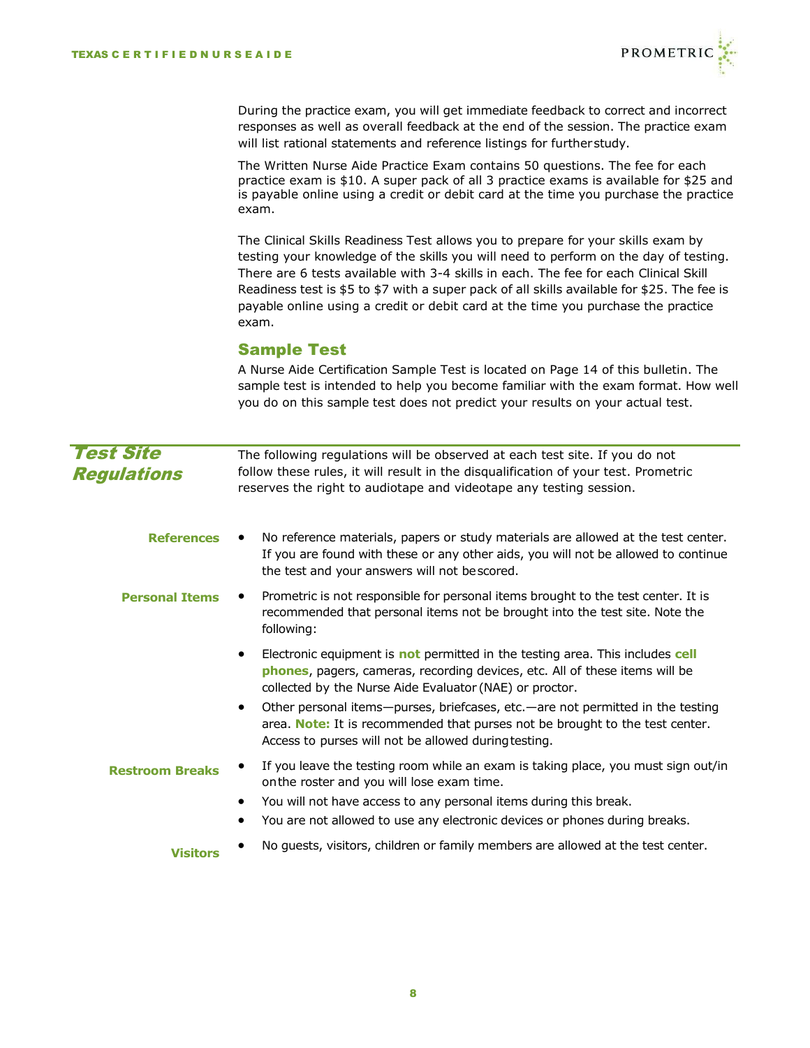During the practice exam, you will get immediate feedback to correct and incorrect responses as well as overall feedback at the end of the session. The practice exam will list rational statements and reference listings for further study.

The Written Nurse Aide Practice Exam contains 50 questions. The fee for each practice exam is $10. A super pack of all 3 practice exams is available for $25 and is payable online using a credit or debit card at the time you purchase the practice exam.

The Clinical Skills Readiness Test allows you to prepare for your skills exam by testing your knowledge of the skills you will need to perform on the day of testing. There are 6 tests available with 3-4 skills in each. The fee for each Clinical Skill Readiness test is $5 to $7 with a super pack of all skills available for $25. The fee is payable online using a credit or debit card at the time you purchase the practice exam.

### Sample Test

A Nurse Aide Certification Sample Test is located on Page 14 of this bulletin. The sample test is intended to help you become familiar with the exam format. How well you do on this sample test does not predict your results on your actual test.

## Test Site Regulations

The following regulations will be observed at each test site. If you do not follow these rules, it will result in the disqualification of your test. Prometric reserves the right to audiotape and videotape any testing session.

**References**

- No reference materials, papers or study materials are allowed at the test center. If you are found with these or any other aids, you will not be allowed to continue the test and your answers will not be scored.

**Personal Items**

- Prometric is not responsible for personal items brought to the test center. It is recommended that personal items not be brought into the test site. Note the following:
- Electronic equipment is **not** permitted in the testing area. This includes **cell phones**, pagers, cameras, recording devices, etc. All of these items will be collected by the Nurse Aide Evaluator (NAE) or proctor.
- Other personal items—purses, briefcases, etc.—are not permitted in the testing area. **Note:** It is recommended that purses not be brought to the test center. Access to purses will not be allowed during testing.

**Restroom Breaks**

- If you leave the testing room while an exam is taking place, you must sign out/in on the roster and you will lose exam time.
- You will not have access to any personal items during this break.
- You are not allowed to use any electronic devices or phones during breaks.

**Visitors**

- No guests, visitors, children or family members are allowed at the test center.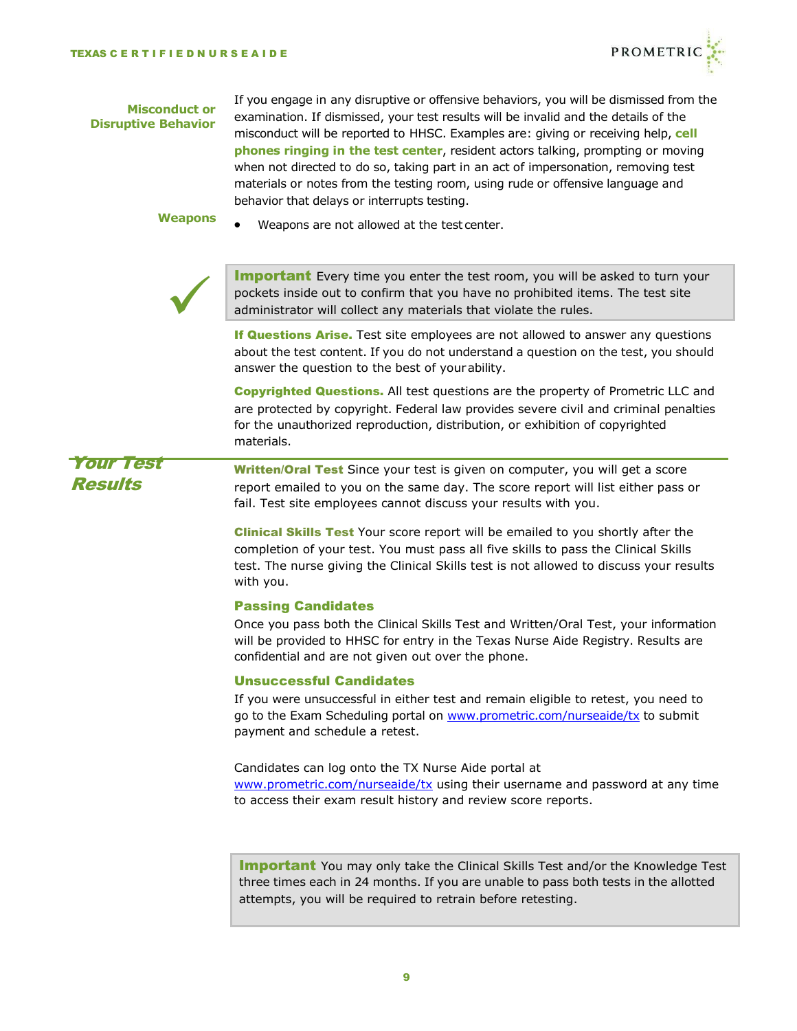**Misconduct or Disruptive Behavior**

If you engage in any disruptive or offensive behaviors, you will be dismissed from the examination. If dismissed, your test results will be invalid and the details of the misconduct will be reported to HHSC. Examples are: giving or receiving help, **cell phones ringing in the test center**, resident actors talking, prompting or moving when not directed to do so, taking part in an act of impersonation, removing test materials or notes from the testing room, using rude or offensive language and behavior that delays or interrupts testing.

**Weapons**

- Weapons are not allowed at the test center.

> **Important** Every time you enter the test room, you will be asked to turn your pockets inside out to confirm that you have no prohibited items. The test site administrator will collect any materials that violate the rules.

**If Questions Arise.** Test site employees are not allowed to answer any questions about the test content. If you do not understand a question on the test, you should answer the question to the best of your ability.

**Copyrighted Questions.** All test questions are the property of Prometric LLC and are protected by copyright. Federal law provides severe civil and criminal penalties for the unauthorized reproduction, distribution, or exhibition of copyrighted materials.

## Your Test Results

**Written/Oral Test** Since your test is given on computer, you will get a score report emailed to you on the same day. The score report will list either pass or fail. Test site employees cannot discuss your results with you.

**Clinical Skills Test** Your score report will be emailed to you shortly after the completion of your test. You must pass all five skills to pass the Clinical Skills test. The nurse giving the Clinical Skills test is not allowed to discuss your results with you.

### Passing Candidates

Once you pass both the Clinical Skills Test and Written/Oral Test, your information will be provided to HHSC for entry in the Texas Nurse Aide Registry. Results are confidential and are not given out over the phone.

### Unsuccessful Candidates

If you were unsuccessful in either test and remain eligible to retest, you need to go to the Exam Scheduling portal on www.prometric.com/nurseaide/tx to submit payment and schedule a retest.

Candidates can log onto the TX Nurse Aide portal at www.prometric.com/nurseaide/tx using their username and password at any time to access their exam result history and review score reports.

> **Important** You may only take the Clinical Skills Test and/or the Knowledge Test three times each in 24 months. If you are unable to pass both tests in the allotted attempts, you will be required to retrain before retesting.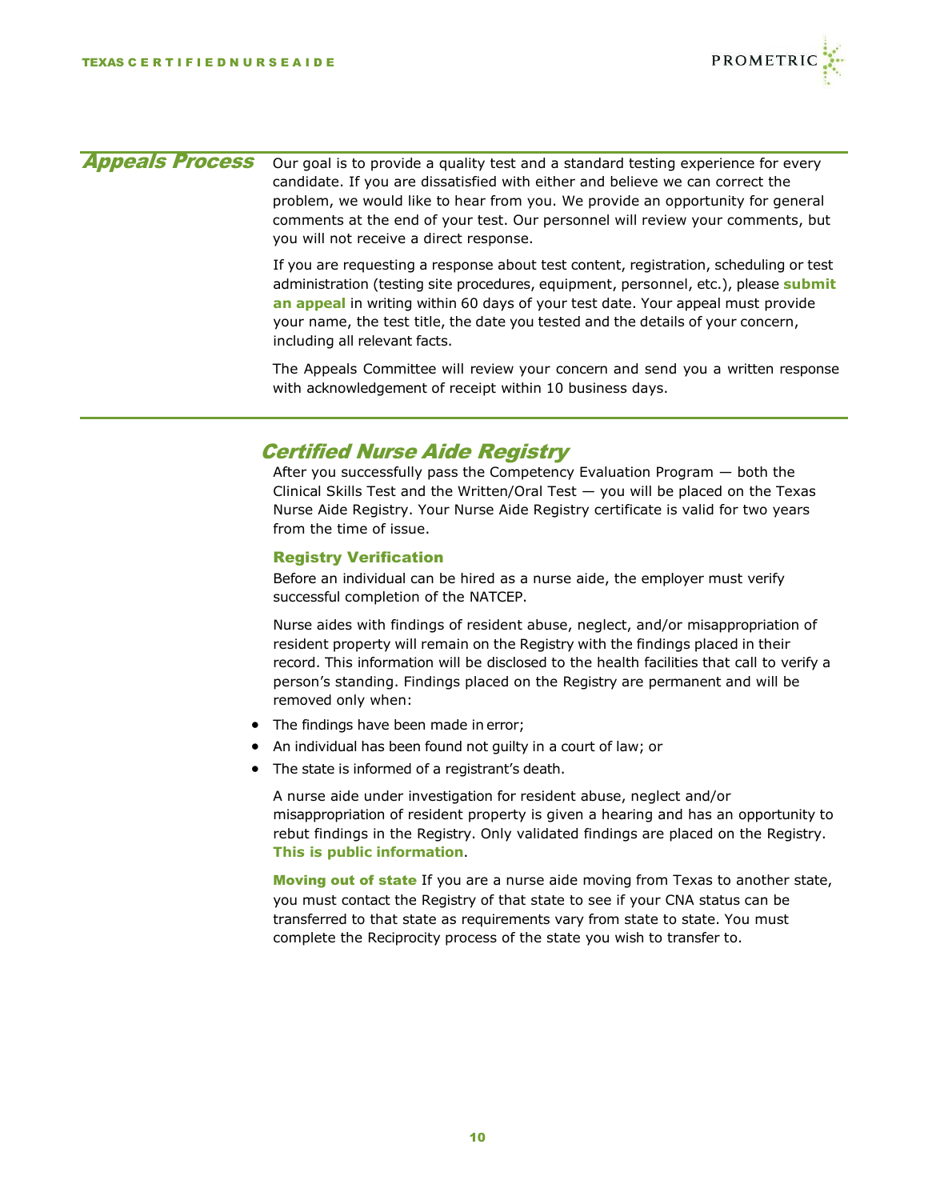## Appeals Process

Our goal is to provide a quality test and a standard testing experience for every candidate. If you are dissatisfied with either and believe we can correct the problem, we would like to hear from you. We provide an opportunity for general comments at the end of your test. Our personnel will review your comments, but you will not receive a direct response.

If you are requesting a response about test content, registration, scheduling or test administration (testing site procedures, equipment, personnel, etc.), please **submit an appeal** in writing within 60 days of your test date. Your appeal must provide your name, the test title, the date you tested and the details of your concern, including all relevant facts.

The Appeals Committee will review your concern and send you a written response with acknowledgement of receipt within 10 business days.

## Certified Nurse Aide Registry

After you successfully pass the Competency Evaluation Program — both the Clinical Skills Test and the Written/Oral Test — you will be placed on the Texas Nurse Aide Registry. Your Nurse Aide Registry certificate is valid for two years from the time of issue.

### Registry Verification

Before an individual can be hired as a nurse aide, the employer must verify successful completion of the NATCEP.

Nurse aides with findings of resident abuse, neglect, and/or misappropriation of resident property will remain on the Registry with the findings placed in their record. This information will be disclosed to the health facilities that call to verify a person's standing. Findings placed on the Registry are permanent and will be removed only when:

- The findings have been made in error;
- An individual has been found not guilty in a court of law; or
- The state is informed of a registrant's death.

A nurse aide under investigation for resident abuse, neglect and/or misappropriation of resident property is given a hearing and has an opportunity to rebut findings in the Registry. Only validated findings are placed on the Registry. **This is public information**.

**Moving out of state** If you are a nurse aide moving from Texas to another state, you must contact the Registry of that state to see if your CNA status can be transferred to that state as requirements vary from state to state. You must complete the Reciprocity process of the state you wish to transfer to.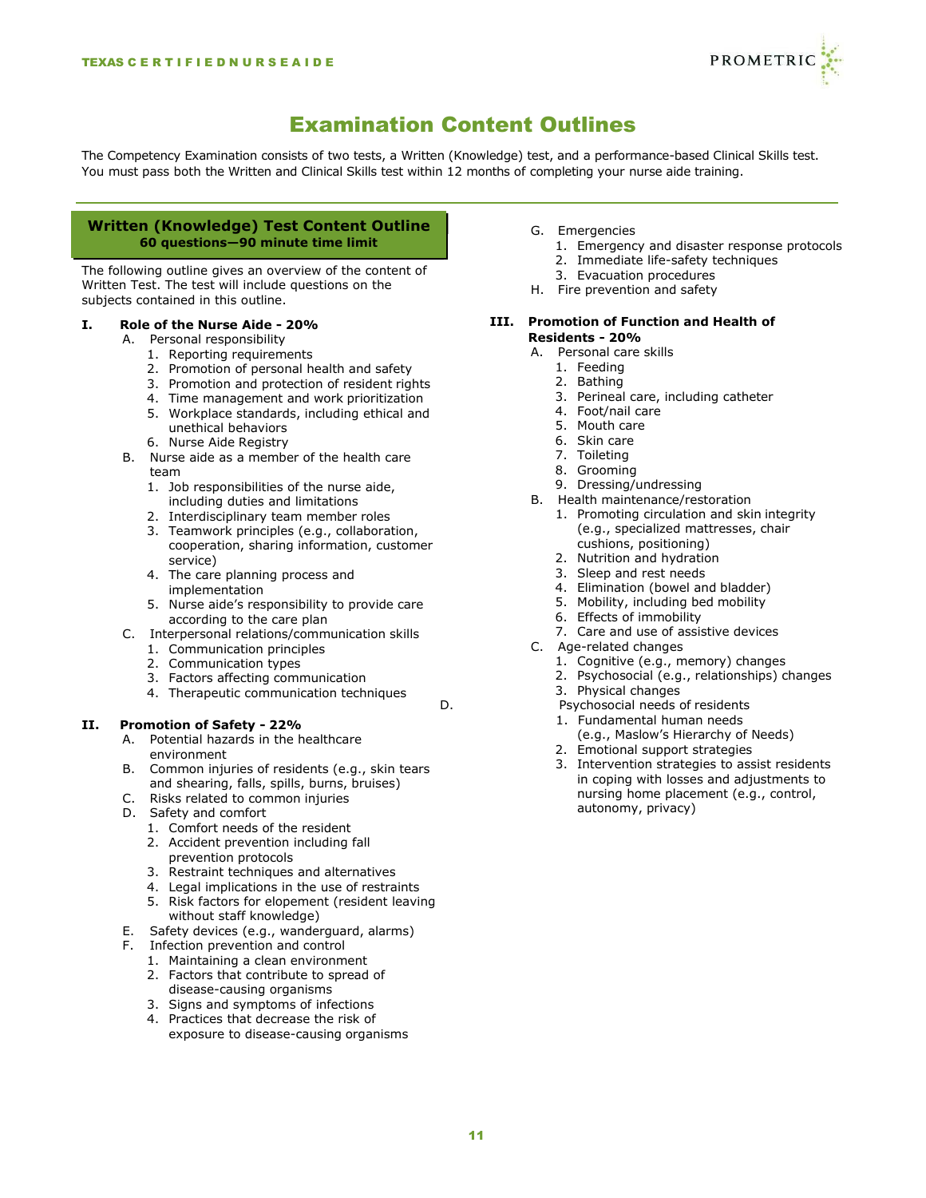# Examination Content Outlines

The Competency Examination consists of two tests, a Written (Knowledge) test, and a performance-based Clinical Skills test. You must pass both the Written and Clinical Skills test within 12 months of completing your nurse aide training.

## Written (Knowledge) Test Content Outline

**60 questions—90 minute time limit**

The following outline gives an overview of the content of Written Test. The test will include questions on the subjects contained in this outline.

**I. Role of the Nurse Aide - 20%**

- A. Personal responsibility
  1. Reporting requirements
  2. Promotion of personal health and safety
  3. Promotion and protection of resident rights
  4. Time management and work prioritization
  5. Workplace standards, including ethical and unethical behaviors
  6. Nurse Aide Registry
- B. Nurse aide as a member of the health care team
  1. Job responsibilities of the nurse aide, including duties and limitations
  2. Interdisciplinary team member roles
  3. Teamwork principles (e.g., collaboration, cooperation, sharing information, customer service)
  4. The care planning process and implementation
  5. Nurse aide's responsibility to provide care according to the care plan
- C. Interpersonal relations/communication skills
  1. Communication principles
  2. Communication types
  3. Factors affecting communication
  4. Therapeutic communication techniques

**II. Promotion of Safety - 22%**

- A. Potential hazards in the healthcare environment
- B. Common injuries of residents (e.g., skin tears and shearing, falls, spills, burns, bruises)
- C. Risks related to common injuries
- D. Safety and comfort
  1. Comfort needs of the resident
  2. Accident prevention including fall prevention protocols
  3. Restraint techniques and alternatives
  4. Legal implications in the use of restraints
  5. Risk factors for elopement (resident leaving without staff knowledge)
- E. Safety devices (e.g., wanderguard, alarms)
- F. Infection prevention and control
  1. Maintaining a clean environment
  2. Factors that contribute to spread of disease-causing organisms
  3. Signs and symptoms of infections
  4. Practices that decrease the risk of exposure to disease-causing organisms
- G. Emergencies
  1. Emergency and disaster response protocols
  2. Immediate life-safety techniques
  3. Evacuation procedures
- H. Fire prevention and safety

**III. Promotion of Function and Health of Residents - 20%**

- A. Personal care skills
  1. Feeding
  2. Bathing
  3. Perineal care, including catheter
  4. Foot/nail care
  5. Mouth care
  6. Skin care
  7. Toileting
  8. Grooming
  9. Dressing/undressing
- B. Health maintenance/restoration
  1. Promoting circulation and skin integrity (e.g., specialized mattresses, chair cushions, positioning)
  2. Nutrition and hydration
  3. Sleep and rest needs
  4. Elimination (bowel and bladder)
  5. Mobility, including bed mobility
  6. Effects of immobility
  7. Care and use of assistive devices
- C. Age-related changes
  1. Cognitive (e.g., memory) changes
  2. Psychosocial (e.g., relationships) changes
  3. Physical changes
- D. Psychosocial needs of residents
  1. Fundamental human needs (e.g., Maslow's Hierarchy of Needs)
  2. Emotional support strategies
  3. Intervention strategies to assist residents in coping with losses and adjustments to nursing home placement (e.g., control, autonomy, privacy)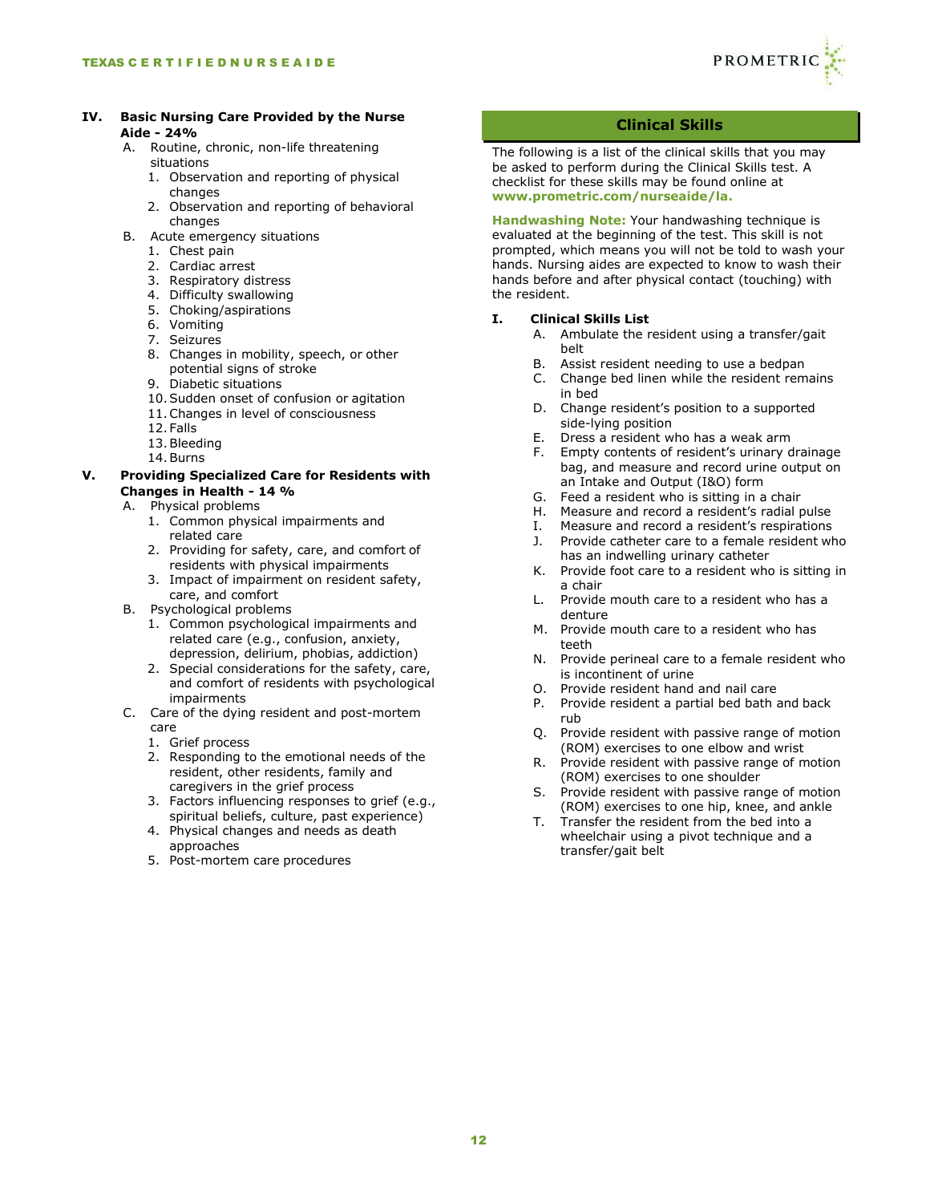## IV. Basic Nursing Care Provided by the Nurse Aide - 24%

A. Routine, chronic, non-life threatening situations
   1. Observation and reporting of physical changes
   2. Observation and reporting of behavioral changes

B. Acute emergency situations
   1. Chest pain
   2. Cardiac arrest
   3. Respiratory distress
   4. Difficulty swallowing
   5. Choking/aspirations
   6. Vomiting
   7. Seizures
   8. Changes in mobility, speech, or other potential signs of stroke
   9. Diabetic situations
   10. Sudden onset of confusion or agitation
   11. Changes in level of consciousness
   12. Falls
   13. Bleeding
   14. Burns

## V. Providing Specialized Care for Residents with Changes in Health - 14 %

A. Physical problems
   1. Common physical impairments and related care
   2. Providing for safety, care, and comfort of residents with physical impairments
   3. Impact of impairment on resident safety, care, and comfort

B. Psychological problems
   1. Common psychological impairments and related care (e.g., confusion, anxiety, depression, delirium, phobias, addiction)
   2. Special considerations for the safety, care, and comfort of residents with psychological impairments

C. Care of the dying resident and post-mortem care
   1. Grief process
   2. Responding to the emotional needs of the resident, other residents, family and caregivers in the grief process
   3. Factors influencing responses to grief (e.g., spiritual beliefs, culture, past experience)
   4. Physical changes and needs as death approaches
   5. Post-mortem care procedures

# Clinical Skills

The following is a list of the clinical skills that you may be asked to perform during the Clinical Skills test. A checklist for these skills may be found online at **www.prometric.com/nurseaide/la.**

**Handwashing Note:** Your handwashing technique is evaluated at the beginning of the test. This skill is not prompted, which means you will not be told to wash your hands. Nursing aides are expected to know to wash their hands before and after physical contact (touching) with the resident.

## I. Clinical Skills List

A. Ambulate the resident using a transfer/gait belt
B. Assist resident needing to use a bedpan
C. Change bed linen while the resident remains in bed
D. Change resident's position to a supported side-lying position
E. Dress a resident who has a weak arm
F. Empty contents of resident's urinary drainage bag, and measure and record urine output on an Intake and Output (I&O) form
G. Feed a resident who is sitting in a chair
H. Measure and record a resident's radial pulse
I. Measure and record a resident's respirations
J. Provide catheter care to a female resident who has an indwelling urinary catheter
K. Provide foot care to a resident who is sitting in a chair
L. Provide mouth care to a resident who has a denture
M. Provide mouth care to a resident who has teeth
N. Provide perineal care to a female resident who is incontinent of urine
O. Provide resident hand and nail care
P. Provide resident a partial bed bath and back rub
Q. Provide resident with passive range of motion (ROM) exercises to one elbow and wrist
R. Provide resident with passive range of motion (ROM) exercises to one shoulder
S. Provide resident with passive range of motion (ROM) exercises to one hip, knee, and ankle
T. Transfer the resident from the bed into a wheelchair using a pivot technique and a transfer/gait belt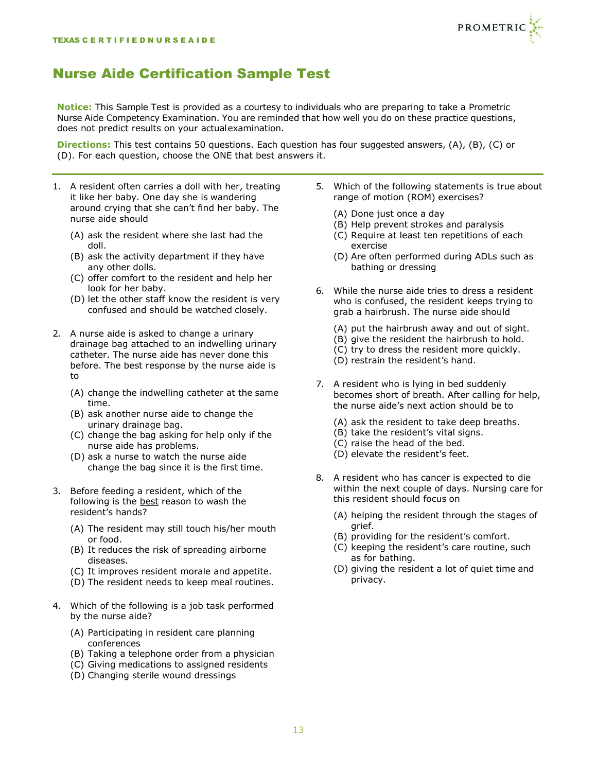# Nurse Aide Certification Sample Test

**Notice:** This Sample Test is provided as a courtesy to individuals who are preparing to take a Prometric Nurse Aide Competency Examination. You are reminded that how well you do on these practice questions, does not predict results on your actual examination.

**Directions:** This test contains 50 questions. Each question has four suggested answers, (A), (B), (C) or (D). For each question, choose the ONE that best answers it.

---

1. A resident often carries a doll with her, treating it like her baby. One day she is wandering around crying that she can't find her baby. The nurse aide should

   (A) ask the resident where she last had the doll.
   (B) ask the activity department if they have any other dolls.
   (C) offer comfort to the resident and help her look for her baby.
   (D) let the other staff know the resident is very confused and should be watched closely.

2. A nurse aide is asked to change a urinary drainage bag attached to an indwelling urinary catheter. The nurse aide has never done this before. The best response by the nurse aide is to

   (A) change the indwelling catheter at the same time.
   (B) ask another nurse aide to change the urinary drainage bag.
   (C) change the bag asking for help only if the nurse aide has problems.
   (D) ask a nurse to watch the nurse aide change the bag since it is the first time.

3. Before feeding a resident, which of the following is the best reason to wash the resident's hands?

   (A) The resident may still touch his/her mouth or food.
   (B) It reduces the risk of spreading airborne diseases.
   (C) It improves resident morale and appetite.
   (D) The resident needs to keep meal routines.

4. Which of the following is a job task performed by the nurse aide?

   (A) Participating in resident care planning conferences
   (B) Taking a telephone order from a physician
   (C) Giving medications to assigned residents
   (D) Changing sterile wound dressings

5. Which of the following statements is true about range of motion (ROM) exercises?

   (A) Done just once a day
   (B) Help prevent strokes and paralysis
   (C) Require at least ten repetitions of each exercise
   (D) Are often performed during ADLs such as bathing or dressing

6. While the nurse aide tries to dress a resident who is confused, the resident keeps trying to grab a hairbrush. The nurse aide should

   (A) put the hairbrush away and out of sight.
   (B) give the resident the hairbrush to hold.
   (C) try to dress the resident more quickly.
   (D) restrain the resident's hand.

7. A resident who is lying in bed suddenly becomes short of breath. After calling for help, the nurse aide's next action should be to

   (A) ask the resident to take deep breaths.
   (B) take the resident's vital signs.
   (C) raise the head of the bed.
   (D) elevate the resident's feet.

8. A resident who has cancer is expected to die within the next couple of days. Nursing care for this resident should focus on

   (A) helping the resident through the stages of grief.
   (B) providing for the resident's comfort.
   (C) keeping the resident's care routine, such as for bathing.
   (D) giving the resident a lot of quiet time and privacy.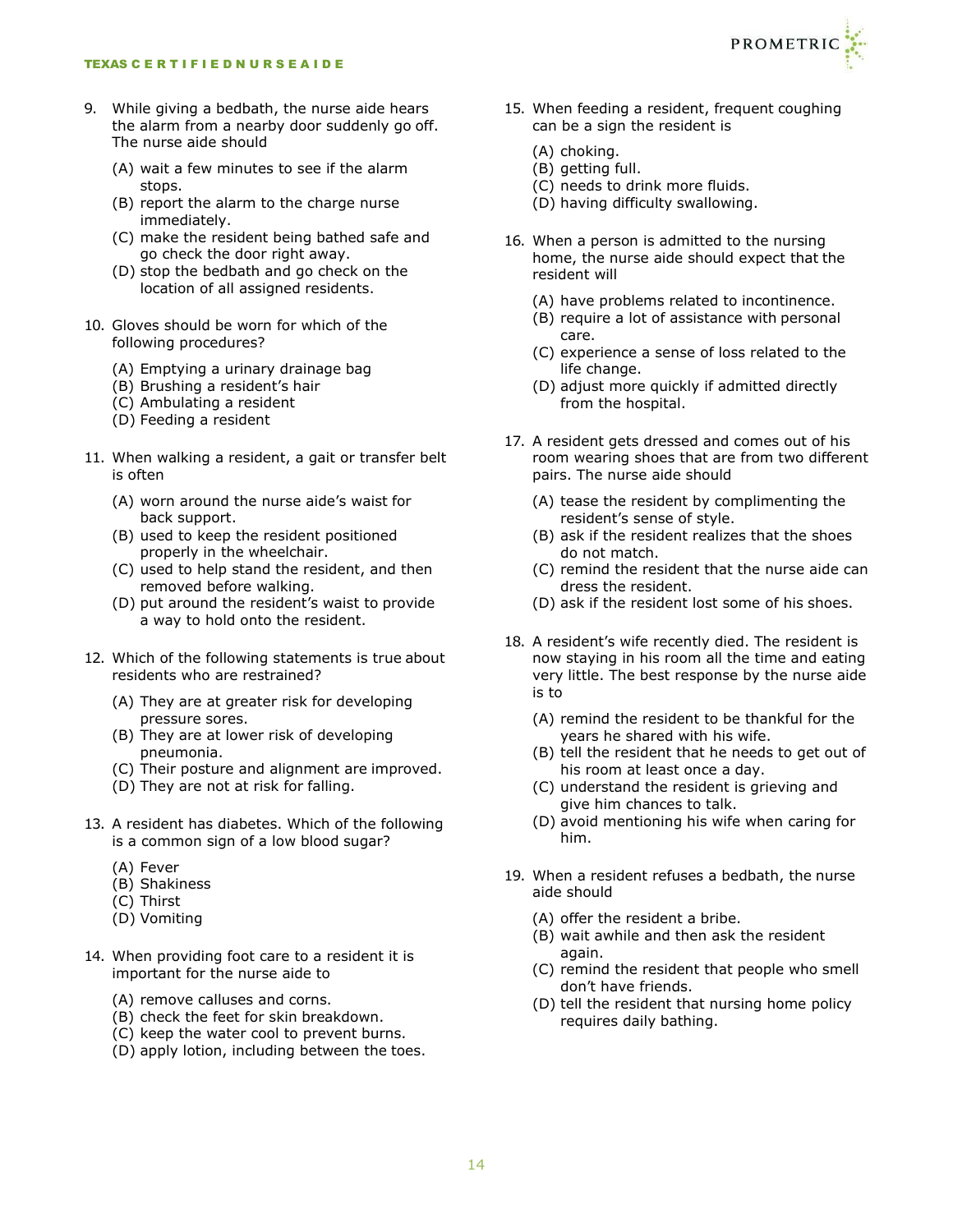9. While giving a bedbath, the nurse aide hears the alarm from a nearby door suddenly go off. The nurse aide should
   (A) wait a few minutes to see if the alarm stops.
   (B) report the alarm to the charge nurse immediately.
   (C) make the resident being bathed safe and go check the door right away.
   (D) stop the bedbath and go check on the location of all assigned residents.

10. Gloves should be worn for which of the following procedures?
    (A) Emptying a urinary drainage bag
    (B) Brushing a resident's hair
    (C) Ambulating a resident
    (D) Feeding a resident

11. When walking a resident, a gait or transfer belt is often
    (A) worn around the nurse aide's waist for back support.
    (B) used to keep the resident positioned properly in the wheelchair.
    (C) used to help stand the resident, and then removed before walking.
    (D) put around the resident's waist to provide a way to hold onto the resident.

12. Which of the following statements is true about residents who are restrained?
    (A) They are at greater risk for developing pressure sores.
    (B) They are at lower risk of developing pneumonia.
    (C) Their posture and alignment are improved.
    (D) They are not at risk for falling.

13. A resident has diabetes. Which of the following is a common sign of a low blood sugar?
    (A) Fever
    (B) Shakiness
    (C) Thirst
    (D) Vomiting

14. When providing foot care to a resident it is important for the nurse aide to
    (A) remove calluses and corns.
    (B) check the feet for skin breakdown.
    (C) keep the water cool to prevent burns.
    (D) apply lotion, including between the toes.

15. When feeding a resident, frequent coughing can be a sign the resident is
    (A) choking.
    (B) getting full.
    (C) needs to drink more fluids.
    (D) having difficulty swallowing.

16. When a person is admitted to the nursing home, the nurse aide should expect that the resident will
    (A) have problems related to incontinence.
    (B) require a lot of assistance with personal care.
    (C) experience a sense of loss related to the life change.
    (D) adjust more quickly if admitted directly from the hospital.

17. A resident gets dressed and comes out of his room wearing shoes that are from two different pairs. The nurse aide should
    (A) tease the resident by complimenting the resident's sense of style.
    (B) ask if the resident realizes that the shoes do not match.
    (C) remind the resident that the nurse aide can dress the resident.
    (D) ask if the resident lost some of his shoes.

18. A resident's wife recently died. The resident is now staying in his room all the time and eating very little. The best response by the nurse aide is to
    (A) remind the resident to be thankful for the years he shared with his wife.
    (B) tell the resident that he needs to get out of his room at least once a day.
    (C) understand the resident is grieving and give him chances to talk.
    (D) avoid mentioning his wife when caring for him.

19. When a resident refuses a bedbath, the nurse aide should
    (A) offer the resident a bribe.
    (B) wait awhile and then ask the resident again.
    (C) remind the resident that people who smell don't have friends.
    (D) tell the resident that nursing home policy requires daily bathing.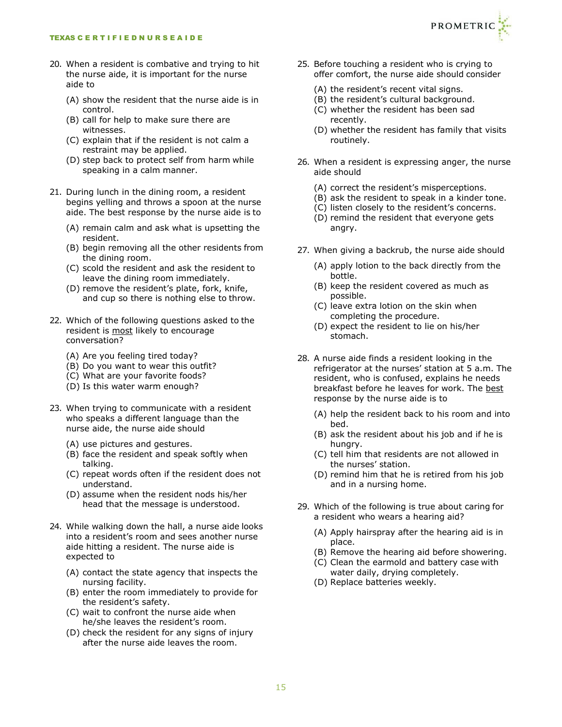20. When a resident is combative and trying to hit the nurse aide, it is important for the nurse aide to
    - (A) show the resident that the nurse aide is in control.
    - (B) call for help to make sure there are witnesses.
    - (C) explain that if the resident is not calm a restraint may be applied.
    - (D) step back to protect self from harm while speaking in a calm manner.

21. During lunch in the dining room, a resident begins yelling and throws a spoon at the nurse aide. The best response by the nurse aide is to
    - (A) remain calm and ask what is upsetting the resident.
    - (B) begin removing all the other residents from the dining room.
    - (C) scold the resident and ask the resident to leave the dining room immediately.
    - (D) remove the resident's plate, fork, knife, and cup so there is nothing else to throw.

22. Which of the following questions asked to the resident is <u>most</u> likely to encourage conversation?
    - (A) Are you feeling tired today?
    - (B) Do you want to wear this outfit?
    - (C) What are your favorite foods?
    - (D) Is this water warm enough?

23. When trying to communicate with a resident who speaks a different language than the nurse aide, the nurse aide should
    - (A) use pictures and gestures.
    - (B) face the resident and speak softly when talking.
    - (C) repeat words often if the resident does not understand.
    - (D) assume when the resident nods his/her head that the message is understood.

24. While walking down the hall, a nurse aide looks into a resident's room and sees another nurse aide hitting a resident. The nurse aide is expected to
    - (A) contact the state agency that inspects the nursing facility.
    - (B) enter the room immediately to provide for the resident's safety.
    - (C) wait to confront the nurse aide when he/she leaves the resident's room.
    - (D) check the resident for any signs of injury after the nurse aide leaves the room.

25. Before touching a resident who is crying to offer comfort, the nurse aide should consider
    - (A) the resident's recent vital signs.
    - (B) the resident's cultural background.
    - (C) whether the resident has been sad recently.
    - (D) whether the resident has family that visits routinely.

26. When a resident is expressing anger, the nurse aide should
    - (A) correct the resident's misperceptions.
    - (B) ask the resident to speak in a kinder tone.
    - (C) listen closely to the resident's concerns.
    - (D) remind the resident that everyone gets angry.

27. When giving a backrub, the nurse aide should
    - (A) apply lotion to the back directly from the bottle.
    - (B) keep the resident covered as much as possible.
    - (C) leave extra lotion on the skin when completing the procedure.
    - (D) expect the resident to lie on his/her stomach.

28. A nurse aide finds a resident looking in the refrigerator at the nurses' station at 5 a.m. The resident, who is confused, explains he needs breakfast before he leaves for work. The <u>best</u> response by the nurse aide is to
    - (A) help the resident back to his room and into bed.
    - (B) ask the resident about his job and if he is hungry.
    - (C) tell him that residents are not allowed in the nurses' station.
    - (D) remind him that he is retired from his job and in a nursing home.

29. Which of the following is true about caring for a resident who wears a hearing aid?
    - (A) Apply hairspray after the hearing aid is in place.
    - (B) Remove the hearing aid before showering.
    - (C) Clean the earmold and battery case with water daily, drying completely.
    - (D) Replace batteries weekly.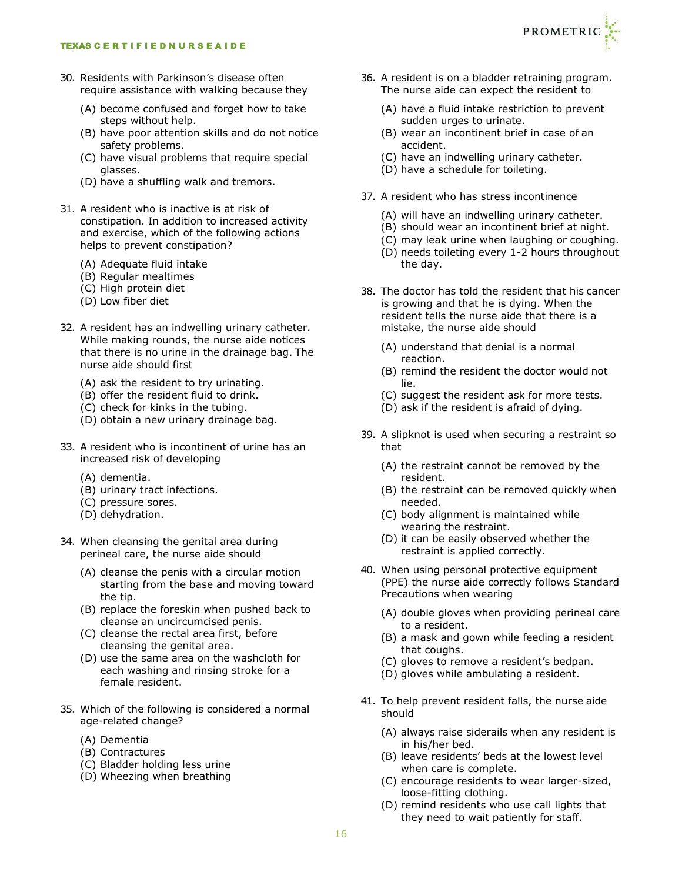30. Residents with Parkinson's disease often require assistance with walking because they

    (A) become confused and forget how to take steps without help.
    (B) have poor attention skills and do not notice safety problems.
    (C) have visual problems that require special glasses.
    (D) have a shuffling walk and tremors.

31. A resident who is inactive is at risk of constipation. In addition to increased activity and exercise, which of the following actions helps to prevent constipation?

    (A) Adequate fluid intake
    (B) Regular mealtimes
    (C) High protein diet
    (D) Low fiber diet

32. A resident has an indwelling urinary catheter. While making rounds, the nurse aide notices that there is no urine in the drainage bag. The nurse aide should first

    (A) ask the resident to try urinating.
    (B) offer the resident fluid to drink.
    (C) check for kinks in the tubing.
    (D) obtain a new urinary drainage bag.

33. A resident who is incontinent of urine has an increased risk of developing

    (A) dementia.
    (B) urinary tract infections.
    (C) pressure sores.
    (D) dehydration.

34. When cleansing the genital area during perineal care, the nurse aide should

    (A) cleanse the penis with a circular motion starting from the base and moving toward the tip.
    (B) replace the foreskin when pushed back to cleanse an uncircumcised penis.
    (C) cleanse the rectal area first, before cleansing the genital area.
    (D) use the same area on the washcloth for each washing and rinsing stroke for a female resident.

35. Which of the following is considered a normal age-related change?

    (A) Dementia
    (B) Contractures
    (C) Bladder holding less urine
    (D) Wheezing when breathing

36. A resident is on a bladder retraining program. The nurse aide can expect the resident to

    (A) have a fluid intake restriction to prevent sudden urges to urinate.
    (B) wear an incontinent brief in case of an accident.
    (C) have an indwelling urinary catheter.
    (D) have a schedule for toileting.

37. A resident who has stress incontinence

    (A) will have an indwelling urinary catheter.
    (B) should wear an incontinent brief at night.
    (C) may leak urine when laughing or coughing.
    (D) needs toileting every 1-2 hours throughout the day.

38. The doctor has told the resident that his cancer is growing and that he is dying. When the resident tells the nurse aide that there is a mistake, the nurse aide should

    (A) understand that denial is a normal reaction.
    (B) remind the resident the doctor would not lie.
    (C) suggest the resident ask for more tests.
    (D) ask if the resident is afraid of dying.

39. A slipknot is used when securing a restraint so that

    (A) the restraint cannot be removed by the resident.
    (B) the restraint can be removed quickly when needed.
    (C) body alignment is maintained while wearing the restraint.
    (D) it can be easily observed whether the restraint is applied correctly.

40. When using personal protective equipment (PPE) the nurse aide correctly follows Standard Precautions when wearing

    (A) double gloves when providing perineal care to a resident.
    (B) a mask and gown while feeding a resident that coughs.
    (C) gloves to remove a resident's bedpan.
    (D) gloves while ambulating a resident.

41. To help prevent resident falls, the nurse aide should

    (A) always raise siderails when any resident is in his/her bed.
    (B) leave residents' beds at the lowest level when care is complete.
    (C) encourage residents to wear larger-sized, loose-fitting clothing.
    (D) remind residents who use call lights that they need to wait patiently for staff.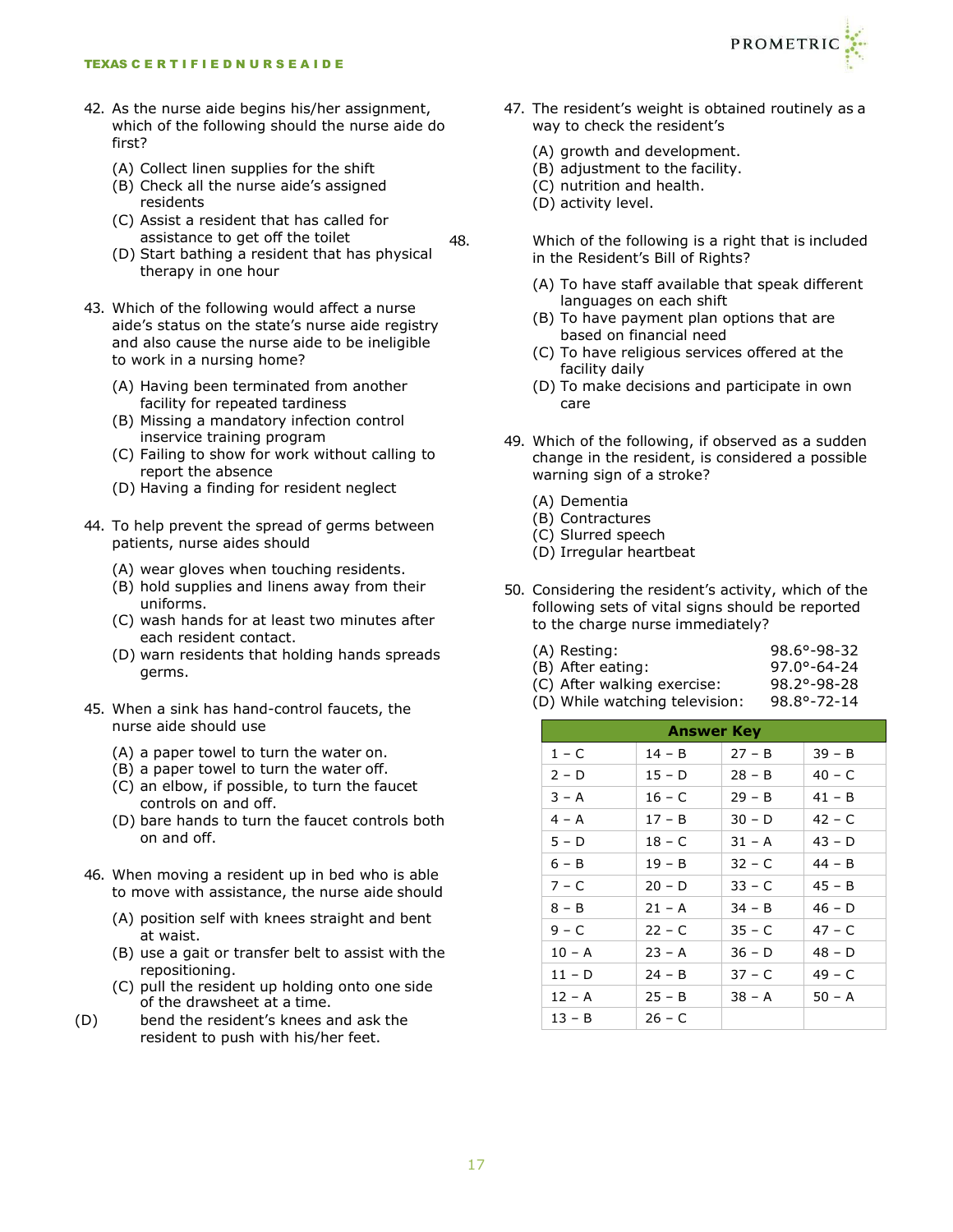42. As the nurse aide begins his/her assignment, which of the following should the nurse aide do first?

    (A) Collect linen supplies for the shift
    (B) Check all the nurse aide's assigned residents
    (C) Assist a resident that has called for assistance to get off the toilet
    (D) Start bathing a resident that has physical therapy in one hour

43. Which of the following would affect a nurse aide's status on the state's nurse aide registry and also cause the nurse aide to be ineligible to work in a nursing home?

    (A) Having been terminated from another facility for repeated tardiness
    (B) Missing a mandatory infection control inservice training program
    (C) Failing to show for work without calling to report the absence
    (D) Having a finding for resident neglect

44. To help prevent the spread of germs between patients, nurse aides should

    (A) wear gloves when touching residents.
    (B) hold supplies and linens away from their uniforms.
    (C) wash hands for at least two minutes after each resident contact.
    (D) warn residents that holding hands spreads germs.

45. When a sink has hand-control faucets, the nurse aide should use

    (A) a paper towel to turn the water on.
    (B) a paper towel to turn the water off.
    (C) an elbow, if possible, to turn the faucet controls on and off.
    (D) bare hands to turn the faucet controls both on and off.

46. When moving a resident up in bed who is able to move with assistance, the nurse aide should

    (A) position self with knees straight and bent at waist.
    (B) use a gait or transfer belt to assist with the repositioning.
    (C) pull the resident up holding onto one side of the drawsheet at a time.
    (D) bend the resident's knees and ask the resident to push with his/her feet.

47. The resident's weight is obtained routinely as a way to check the resident's

    (A) growth and development.
    (B) adjustment to the facility.
    (C) nutrition and health.
    (D) activity level.

48. Which of the following is a right that is included in the Resident's Bill of Rights?

    (A) To have staff available that speak different languages on each shift
    (B) To have payment plan options that are based on financial need
    (C) To have religious services offered at the facility daily
    (D) To make decisions and participate in own care

49. Which of the following, if observed as a sudden change in the resident, is considered a possible warning sign of a stroke?

    (A) Dementia
    (B) Contractures
    (C) Slurred speech
    (D) Irregular heartbeat

50. Considering the resident's activity, which of the following sets of vital signs should be reported to the charge nurse immediately?

    (A) Resting: 98.6°-98-32
    (B) After eating: 97.0°-64-24
    (C) After walking exercise: 98.2°-98-28
    (D) While watching television: 98.8°-72-14

| Answer Key | | | |
|---|---|---|---|
| 1 – C | 14 – B | 27 – B | 39 – B |
| 2 – D | 15 – D | 28 – B | 40 – C |
| 3 – A | 16 – C | 29 – B | 41 – B |
| 4 – A | 17 – B | 30 – D | 42 – C |
| 5 – D | 18 – C | 31 – A | 43 – D |
| 6 – B | 19 – B | 32 – C | 44 – B |
| 7 – C | 20 – D | 33 – C | 45 – B |
| 8 – B | 21 – A | 34 – B | 46 – D |
| 9 – C | 22 – C | 35 – C | 47 – C |
| 10 – A | 23 – A | 36 – D | 48 – D |
| 11 – D | 24 – B | 37 – C | 49 – C |
| 12 – A | 25 – B | 38 – A | 50 – A |
| 13 – B | 26 – C | | |